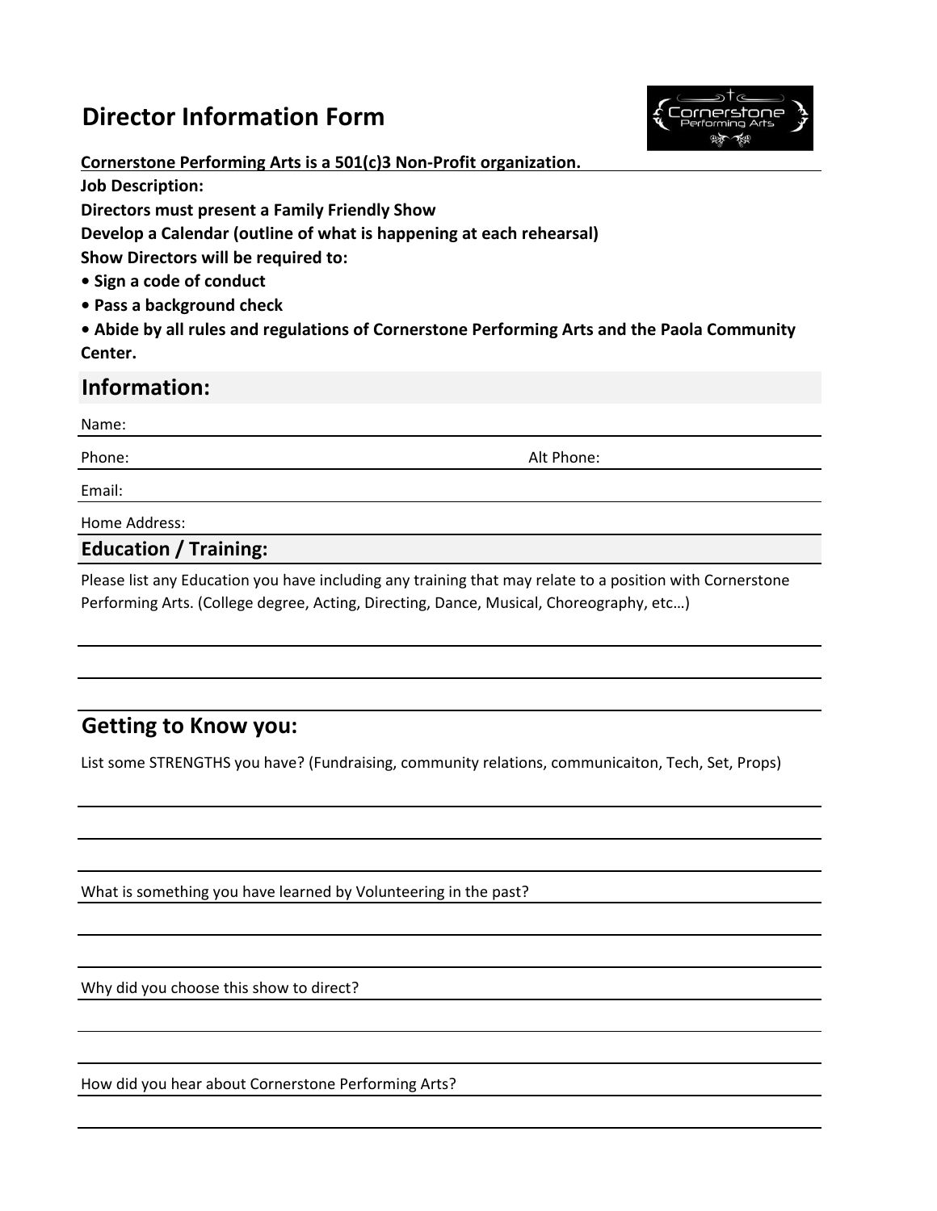# Director Information Form

**Cornerstone Performing Arts is a 501(c)3 Non-Profit organization.**

**Job Description:**

**Directors must present a Family Friendly Show**

**Develop a Calendar (outline of what is happening at each rehearsal)**

**Show Directors will be required to:**

- **Sign a code of conduct**
- **Pass a background check**
- **Abide by all rules and regulations of Cornerstone Performing Arts and the Paola Community Center.**

## Information:

Name:

Phone: Alt Phone:

Email:

Home Address:

## Education / Training:

Please list any Education you have including any training that may relate to a position with Cornerstone Performing Arts. (College degree, Acting, Directing, Dance, Musical, Choreography, etc…)

## Getting to Know you:

List some STRENGTHS you have? (Fundraising, community relations, communicaiton, Tech, Set, Props)

What is something you have learned by Volunteering in the past?

Why did you choose this show to direct?

How did you hear about Cornerstone Performing Arts?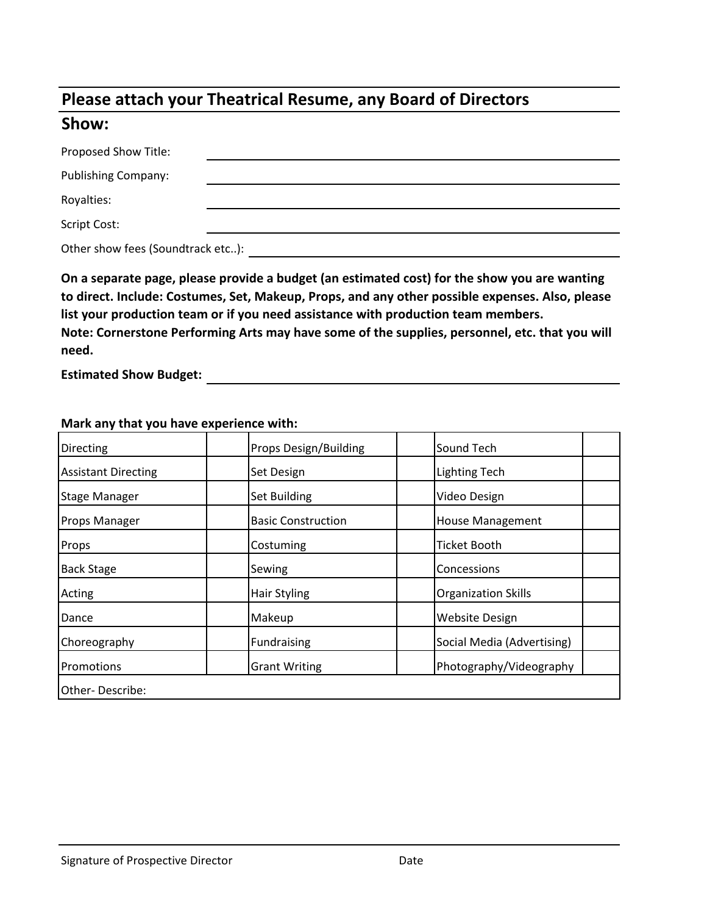## Please attach your Theatrical Resume, any Board of Directors

## Show:

Proposed Show Title: \_\_\_\_\_\_\_\_\_\_\_\_\_\_\_\_\_\_\_\_

Publishing Company: \_\_\_\_\_\_\_\_\_\_\_\_\_\_\_\_\_\_\_\_

Royalties: \_\_\_\_\_\_\_\_\_\_\_\_\_\_\_\_\_\_\_\_

Script Cost: \_\_\_\_\_\_\_\_\_\_\_\_\_\_\_\_\_\_\_\_

Other show fees (Soundtrack etc..): \_\_\_\_\_\_\_\_\_\_\_\_\_\_\_\_\_\_\_\_

**On a separate page, please provide a budget (an estimated cost) for the show you are wanting to direct. Include: Costumes, Set, Makeup, Props, and any other possible expenses. Also, please list your production team or if you need assistance with production team members.**
**Note: Cornerstone Performing Arts may have some of the supplies, personnel, etc. that you will need.**

**Estimated Show Budget:** \_\_\_\_\_\_\_\_\_\_\_\_\_\_\_\_\_\_\_\_

**Mark any that you have experience with:**

| | | | | | |
|---|---|---|---|---|---|
| Directing | | Props Design/Building | | Sound Tech | |
| Assistant Directing | | Set Design | | Lighting Tech | |
| Stage Manager | | Set Building | | Video Design | |
| Props Manager | | Basic Construction | | House Management | |
| Props | | Costuming | | Ticket Booth | |
| Back Stage | | Sewing | | Concessions | |
| Acting | | Hair Styling | | Organization Skills | |
| Dance | | Makeup | | Website Design | |
| Choreography | | Fundraising | | Social Media (Advertising) | |
| Promotions | | Grant Writing | | Photography/Videography | |
| Other- Describe: | | | | | |

\_\_\_\_\_\_\_\_\_\_\_\_\_\_\_\_\_\_\_\_\_\_\_\_\_\_\_\_\_\_\_\_\_\_\_\_\_\_\_\_

Signature of Prospective Director — Date